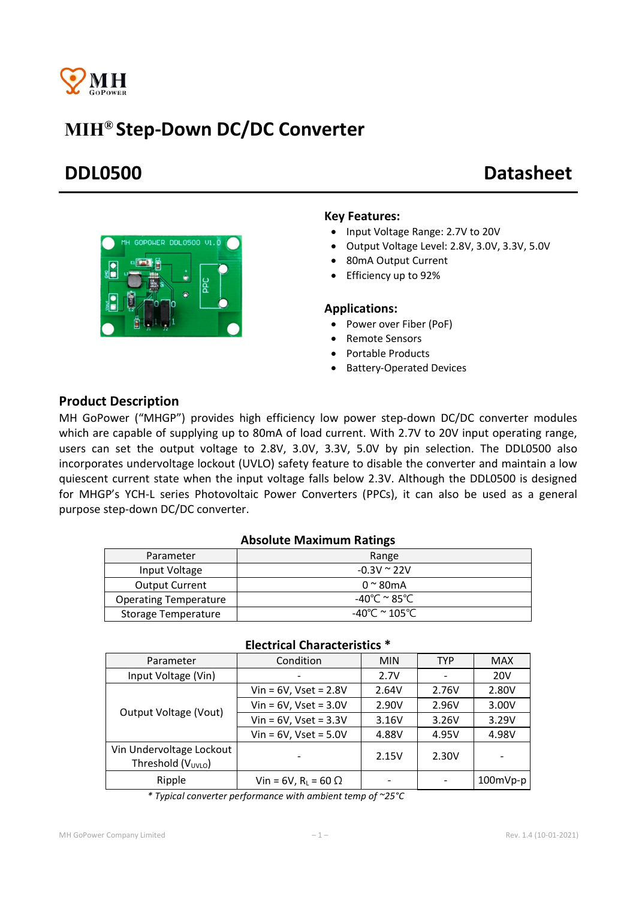# MIH® Step-Down DC/DC Converter

## DDL0500 Datasheet

### Key Features:

- Input Voltage Range: 2.7V to 20V
- Output Voltage Level: 2.8V, 3.0V, 3.3V, 5.0V
- 80mA Output Current
- Efficiency up to 92%

### Applications:

- Power over Fiber (PoF)
- Remote Sensors
- Portable Products
- Battery-Operated Devices

## Product Description

MH GoPower ("MHGP") provides high efficiency low power step-down DC/DC converter modules which are capable of supplying up to 80mA of load current. With 2.7V to 20V input operating range, users can set the output voltage to 2.8V, 3.0V, 3.3V, 5.0V by pin selection. The DDL0500 also incorporates undervoltage lockout (UVLO) safety feature to disable the converter and maintain a low quiescent current state when the input voltage falls below 2.3V. Although the DDL0500 is designed for MHGP's YCH-L series Photovoltaic Power Converters (PPCs), it can also be used as a general purpose step-down DC/DC converter.

**Absolute Maximum Ratings**

| Parameter | Range |
|---|---|
| Input Voltage | -0.3V ~ 22V |
| Output Current | 0 ~ 80mA |
| Operating Temperature | -40℃ ~ 85℃ |
| Storage Temperature | -40℃ ~ 105℃ |

**Electrical Characteristics ***

| Parameter | Condition | MIN | TYP | MAX |
|---|---|---|---|---|
| Input Voltage (Vin) | - | 2.7V | - | 20V |
| Output Voltage (Vout) | Vin = 6V, Vset = 2.8V | 2.64V | 2.76V | 2.80V |
| | Vin = 6V, Vset = 3.0V | 2.90V | 2.96V | 3.00V |
| | Vin = 6V, Vset = 3.3V | 3.16V | 3.26V | 3.29V |
| | Vin = 6V, Vset = 5.0V | 4.88V | 4.95V | 4.98V |
| Vin Undervoltage Lockout Threshold ($V_{UVLO}$) | - | 2.15V | 2.30V | - |
| Ripple | Vin = 6V, $R_L$ = 60 Ω | - | - | 100mVp-p |

*\* Typical converter performance with ambient temp of ~25°C*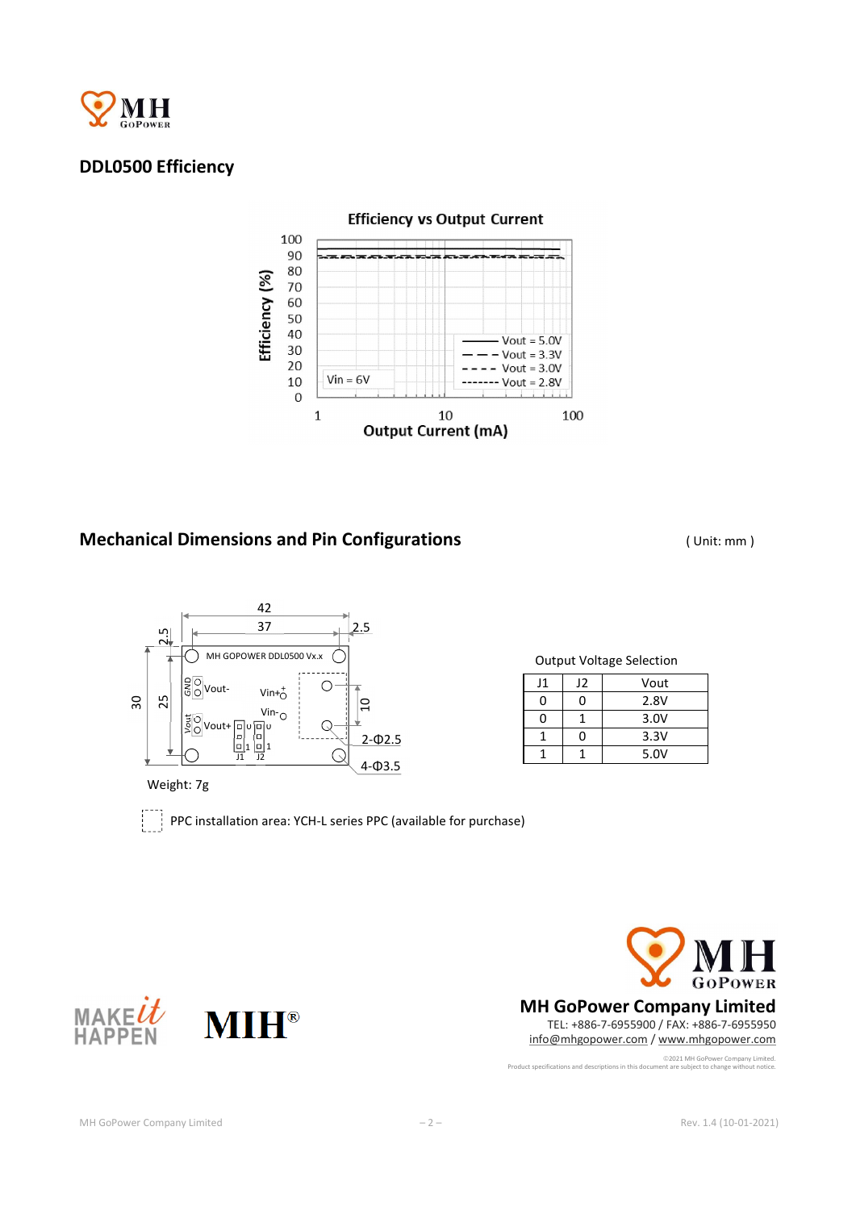## DDL0500 Efficiency

Efficiency vs Output Current

Efficiency (%)

100
90
80
70
60
50
40
30
20
10
0

1
10
100

Output Current (mA)

Vin = 6V

Vout = 5.0V
Vout = 3.3V
Vout = 3.0V
Vout = 2.8V

## Mechanical Dimensions and Pin Configurations

( Unit: mm )

42
37
2.5
2.5
30
25
10
2-Φ2.5
4-Φ3.5

MH GOPOWER DDL0500 Vx.x
GND
Vout-
Vin+
Vin-
Vout
Vout+
J1
J2

Weight: 7g

PPC installation area: YCH-L series PPC (available for purchase)

Output Voltage Selection

| J1 | J2 | Vout |
|---|---|---|
| 0 | 0 | 2.8V |
| 0 | 1 | 3.0V |
| 1 | 0 | 3.3V |
| 1 | 1 | 5.0V |

MAKE it HAPPEN

MIH®

**MH GoPower Company Limited**

TEL: +886-7-6955900 / FAX: +886-7-6955950

info@mhgopower.com / www.mhgopower.com

©2021 MH GoPower Company Limited.
Product specifications and descriptions in this document are subject to change without notice.